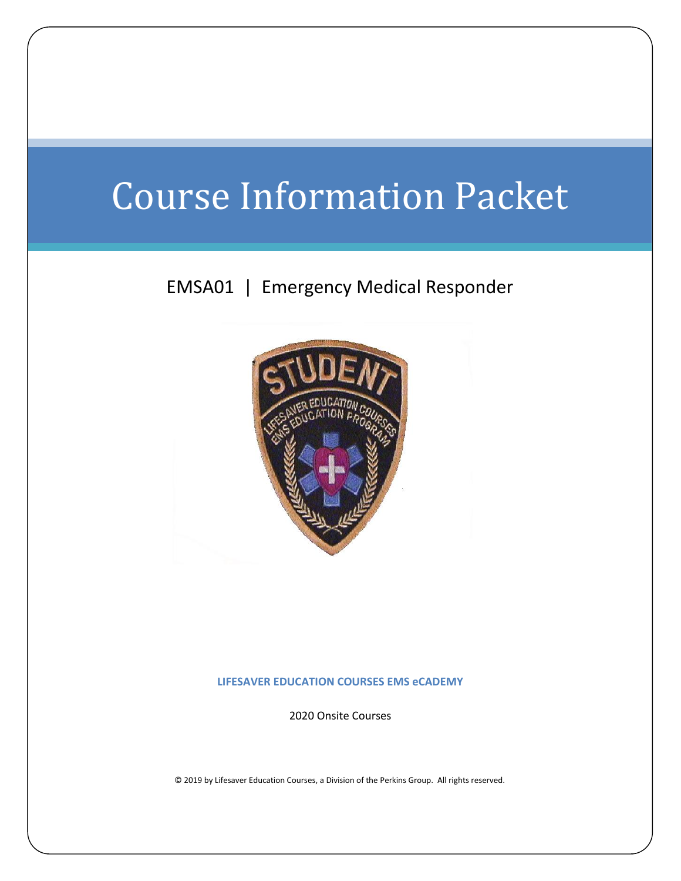# Course Information Packet

## EMSA01 | Emergency Medical Responder

**LIFESAVER EDUCATION COURSES EMS eCADEMY**

2020 Onsite Courses

© 2019 by Lifesaver Education Courses, a Division of the Perkins Group. All rights reserved.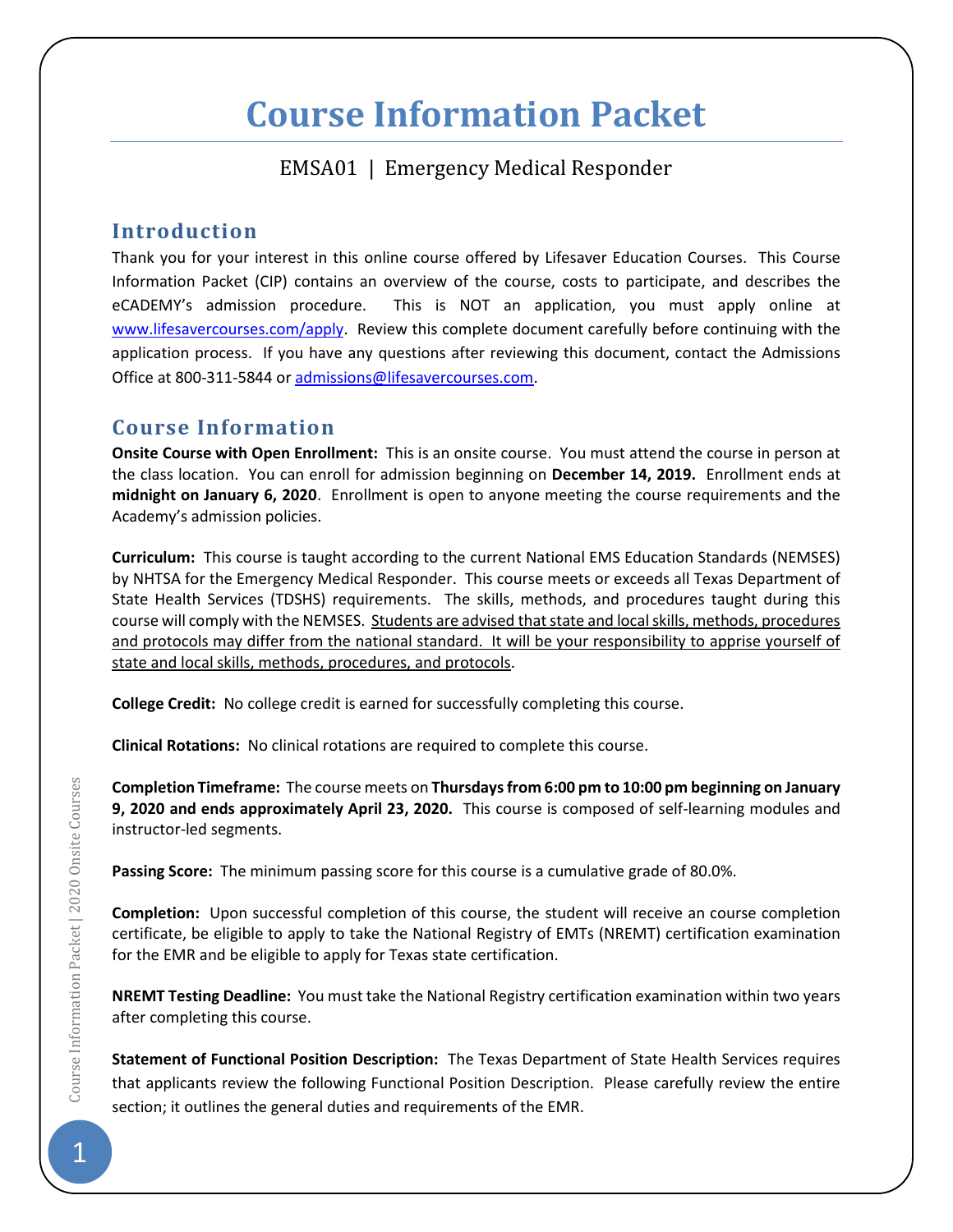# Course Information Packet

EMSA01 | Emergency Medical Responder

## Introduction

Thank you for your interest in this online course offered by Lifesaver Education Courses. This Course Information Packet (CIP) contains an overview of the course, costs to participate, and describes the eCADEMY's admission procedure. This is NOT an application, you must apply online at www.lifesavercourses.com/apply. Review this complete document carefully before continuing with the application process. If you have any questions after reviewing this document, contact the Admissions Office at 800-311-5844 or admissions@lifesavercourses.com.

## Course Information

**Onsite Course with Open Enrollment:** This is an onsite course. You must attend the course in person at the class location. You can enroll for admission beginning on **December 14, 2019.** Enrollment ends at **midnight on January 6, 2020**. Enrollment is open to anyone meeting the course requirements and the Academy's admission policies.

**Curriculum:** This course is taught according to the current National EMS Education Standards (NEMSES) by NHTSA for the Emergency Medical Responder. This course meets or exceeds all Texas Department of State Health Services (TDSHS) requirements. The skills, methods, and procedures taught during this course will comply with the NEMSES. Students are advised that state and local skills, methods, procedures and protocols may differ from the national standard. It will be your responsibility to apprise yourself of state and local skills, methods, procedures, and protocols.

**College Credit:** No college credit is earned for successfully completing this course.

**Clinical Rotations:** No clinical rotations are required to complete this course.

**Completion Timeframe:** The course meets on **Thursdays from 6:00 pm to 10:00 pm beginning on January 9, 2020 and ends approximately April 23, 2020.** This course is composed of self-learning modules and instructor-led segments.

**Passing Score:** The minimum passing score for this course is a cumulative grade of 80.0%.

**Completion:** Upon successful completion of this course, the student will receive an course completion certificate, be eligible to apply to take the National Registry of EMTs (NREMT) certification examination for the EMR and be eligible to apply for Texas state certification.

**NREMT Testing Deadline:** You must take the National Registry certification examination within two years after completing this course.

**Statement of Functional Position Description:** The Texas Department of State Health Services requires that applicants review the following Functional Position Description. Please carefully review the entire section; it outlines the general duties and requirements of the EMR.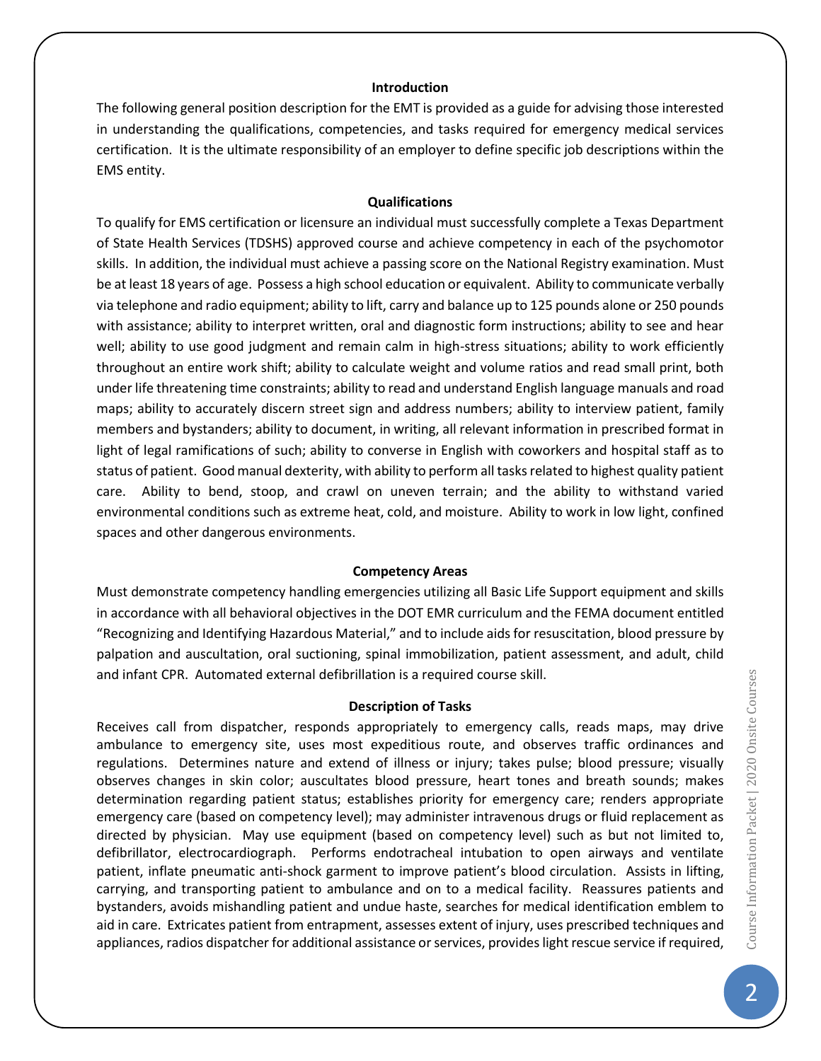## Introduction

The following general position description for the EMT is provided as a guide for advising those interested in understanding the qualifications, competencies, and tasks required for emergency medical services certification. It is the ultimate responsibility of an employer to define specific job descriptions within the EMS entity.

## Qualifications

To qualify for EMS certification or licensure an individual must successfully complete a Texas Department of State Health Services (TDSHS) approved course and achieve competency in each of the psychomotor skills. In addition, the individual must achieve a passing score on the National Registry examination. Must be at least 18 years of age. Possess a high school education or equivalent. Ability to communicate verbally via telephone and radio equipment; ability to lift, carry and balance up to 125 pounds alone or 250 pounds with assistance; ability to interpret written, oral and diagnostic form instructions; ability to see and hear well; ability to use good judgment and remain calm in high-stress situations; ability to work efficiently throughout an entire work shift; ability to calculate weight and volume ratios and read small print, both under life threatening time constraints; ability to read and understand English language manuals and road maps; ability to accurately discern street sign and address numbers; ability to interview patient, family members and bystanders; ability to document, in writing, all relevant information in prescribed format in light of legal ramifications of such; ability to converse in English with coworkers and hospital staff as to status of patient. Good manual dexterity, with ability to perform all tasks related to highest quality patient care. Ability to bend, stoop, and crawl on uneven terrain; and the ability to withstand varied environmental conditions such as extreme heat, cold, and moisture. Ability to work in low light, confined spaces and other dangerous environments.

## Competency Areas

Must demonstrate competency handling emergencies utilizing all Basic Life Support equipment and skills in accordance with all behavioral objectives in the DOT EMR curriculum and the FEMA document entitled "Recognizing and Identifying Hazardous Material," and to include aids for resuscitation, blood pressure by palpation and auscultation, oral suctioning, spinal immobilization, patient assessment, and adult, child and infant CPR. Automated external defibrillation is a required course skill.

## Description of Tasks

Receives call from dispatcher, responds appropriately to emergency calls, reads maps, may drive ambulance to emergency site, uses most expeditious route, and observes traffic ordinances and regulations. Determines nature and extend of illness or injury; takes pulse; blood pressure; visually observes changes in skin color; auscultates blood pressure, heart tones and breath sounds; makes determination regarding patient status; establishes priority for emergency care; renders appropriate emergency care (based on competency level); may administer intravenous drugs or fluid replacement as directed by physician. May use equipment (based on competency level) such as but not limited to, defibrillator, electrocardiograph. Performs endotracheal intubation to open airways and ventilate patient, inflate pneumatic anti-shock garment to improve patient's blood circulation. Assists in lifting, carrying, and transporting patient to ambulance and on to a medical facility. Reassures patients and bystanders, avoids mishandling patient and undue haste, searches for medical identification emblem to aid in care. Extricates patient from entrapment, assesses extent of injury, uses prescribed techniques and appliances, radios dispatcher for additional assistance or services, provides light rescue service if required,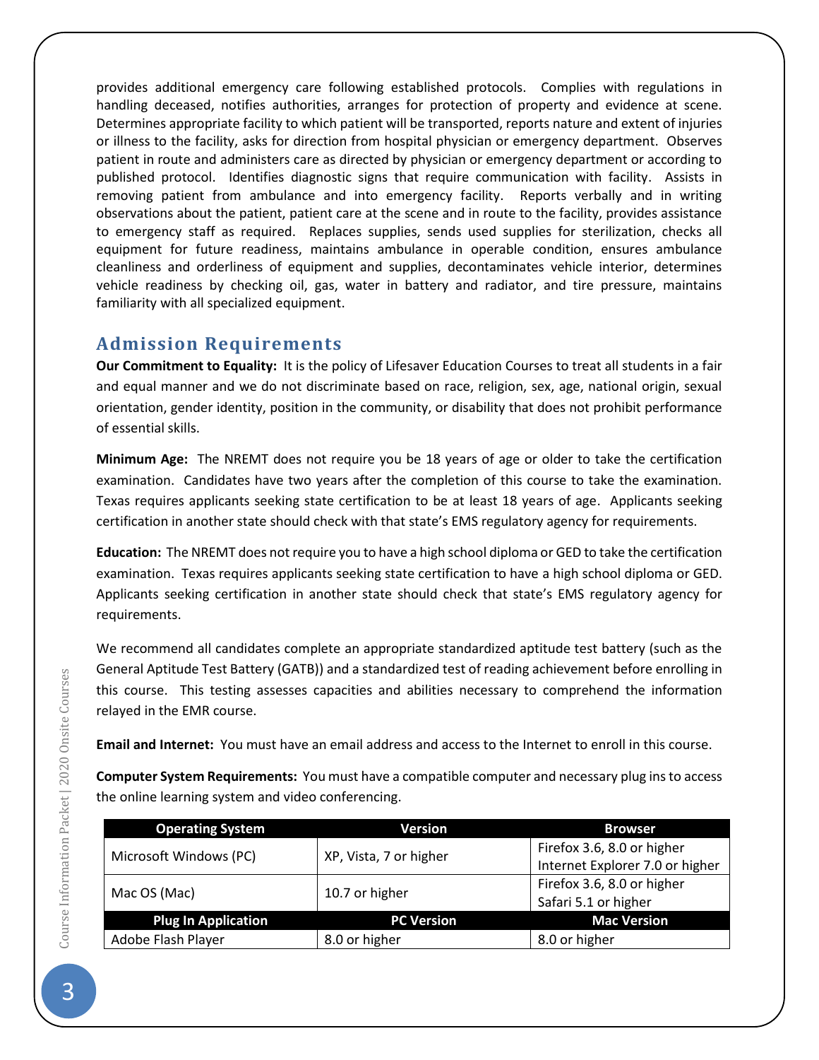provides additional emergency care following established protocols. Complies with regulations in handling deceased, notifies authorities, arranges for protection of property and evidence at scene. Determines appropriate facility to which patient will be transported, reports nature and extent of injuries or illness to the facility, asks for direction from hospital physician or emergency department. Observes patient in route and administers care as directed by physician or emergency department or according to published protocol. Identifies diagnostic signs that require communication with facility. Assists in removing patient from ambulance and into emergency facility. Reports verbally and in writing observations about the patient, patient care at the scene and in route to the facility, provides assistance to emergency staff as required. Replaces supplies, sends used supplies for sterilization, checks all equipment for future readiness, maintains ambulance in operable condition, ensures ambulance cleanliness and orderliness of equipment and supplies, decontaminates vehicle interior, determines vehicle readiness by checking oil, gas, water in battery and radiator, and tire pressure, maintains familiarity with all specialized equipment.

## Admission Requirements

**Our Commitment to Equality:** It is the policy of Lifesaver Education Courses to treat all students in a fair and equal manner and we do not discriminate based on race, religion, sex, age, national origin, sexual orientation, gender identity, position in the community, or disability that does not prohibit performance of essential skills.

**Minimum Age:** The NREMT does not require you be 18 years of age or older to take the certification examination. Candidates have two years after the completion of this course to take the examination. Texas requires applicants seeking state certification to be at least 18 years of age. Applicants seeking certification in another state should check with that state's EMS regulatory agency for requirements.

**Education:** The NREMT does not require you to have a high school diploma or GED to take the certification examination. Texas requires applicants seeking state certification to have a high school diploma or GED. Applicants seeking certification in another state should check that state's EMS regulatory agency for requirements.

We recommend all candidates complete an appropriate standardized aptitude test battery (such as the General Aptitude Test Battery (GATB)) and a standardized test of reading achievement before enrolling in this course. This testing assesses capacities and abilities necessary to comprehend the information relayed in the EMR course.

**Email and Internet:** You must have an email address and access to the Internet to enroll in this course.

**Computer System Requirements:** You must have a compatible computer and necessary plug ins to access the online learning system and video conferencing.

| Operating System | Version | Browser |
|---|---|---|
| Microsoft Windows (PC) | XP, Vista, 7 or higher | Firefox 3.6, 8.0 or higher<br>Internet Explorer 7.0 or higher |
| Mac OS (Mac) | 10.7 or higher | Firefox 3.6, 8.0 or higher<br>Safari 5.1 or higher |
| **Plug In Application** | **PC Version** | **Mac Version** |
| Adobe Flash Player | 8.0 or higher | 8.0 or higher |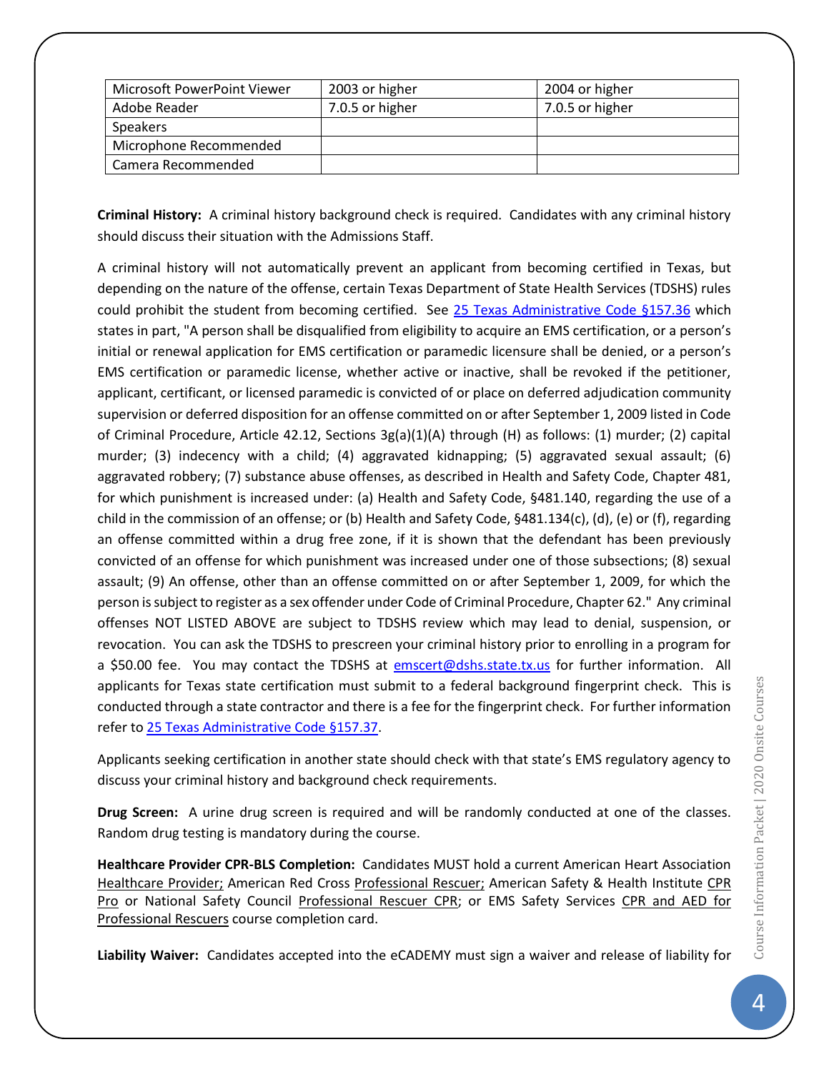| Microsoft PowerPoint Viewer | 2003 or higher | 2004 or higher |
|---|---|---|
| Adobe Reader | 7.0.5 or higher | 7.0.5 or higher |
| Speakers | | |
| Microphone Recommended | | |
| Camera Recommended | | |

**Criminal History:** A criminal history background check is required. Candidates with any criminal history should discuss their situation with the Admissions Staff.

A criminal history will not automatically prevent an applicant from becoming certified in Texas, but depending on the nature of the offense, certain Texas Department of State Health Services (TDSHS) rules could prohibit the student from becoming certified. See [25 Texas Administrative Code §157.36](#) which states in part, "A person shall be disqualified from eligibility to acquire an EMS certification, or a person's initial or renewal application for EMS certification or paramedic licensure shall be denied, or a person's EMS certification or paramedic license, whether active or inactive, shall be revoked if the petitioner, applicant, certificant, or licensed paramedic is convicted of or place on deferred adjudication community supervision or deferred disposition for an offense committed on or after September 1, 2009 listed in Code of Criminal Procedure, Article 42.12, Sections 3g(a)(1)(A) through (H) as follows: (1) murder; (2) capital murder; (3) indecency with a child; (4) aggravated kidnapping; (5) aggravated sexual assault; (6) aggravated robbery; (7) substance abuse offenses, as described in Health and Safety Code, Chapter 481, for which punishment is increased under: (a) Health and Safety Code, §481.140, regarding the use of a child in the commission of an offense; or (b) Health and Safety Code, §481.134(c), (d), (e) or (f), regarding an offense committed within a drug free zone, if it is shown that the defendant has been previously convicted of an offense for which punishment was increased under one of those subsections; (8) sexual assault; (9) An offense, other than an offense committed on or after September 1, 2009, for which the person is subject to register as a sex offender under Code of Criminal Procedure, Chapter 62." Any criminal offenses NOT LISTED ABOVE are subject to TDSHS review which may lead to denial, suspension, or revocation. You can ask the TDSHS to prescreen your criminal history prior to enrolling in a program for a $50.00 fee. You may contact the TDSHS at [emscert@dshs.state.tx.us](mailto:emscert@dshs.state.tx.us) for further information. All applicants for Texas state certification must submit to a federal background fingerprint check. This is conducted through a state contractor and there is a fee for the fingerprint check. For further information refer to [25 Texas Administrative Code §157.37](#).

Applicants seeking certification in another state should check with that state's EMS regulatory agency to discuss your criminal history and background check requirements.

**Drug Screen:** A urine drug screen is required and will be randomly conducted at one of the classes. Random drug testing is mandatory during the course.

**Healthcare Provider CPR-BLS Completion:** Candidates MUST hold a current American Heart Association Healthcare Provider; American Red Cross Professional Rescuer; American Safety & Health Institute CPR Pro or National Safety Council Professional Rescuer CPR; or EMS Safety Services CPR and AED for Professional Rescuers course completion card.

**Liability Waiver:** Candidates accepted into the eCADEMY must sign a waiver and release of liability for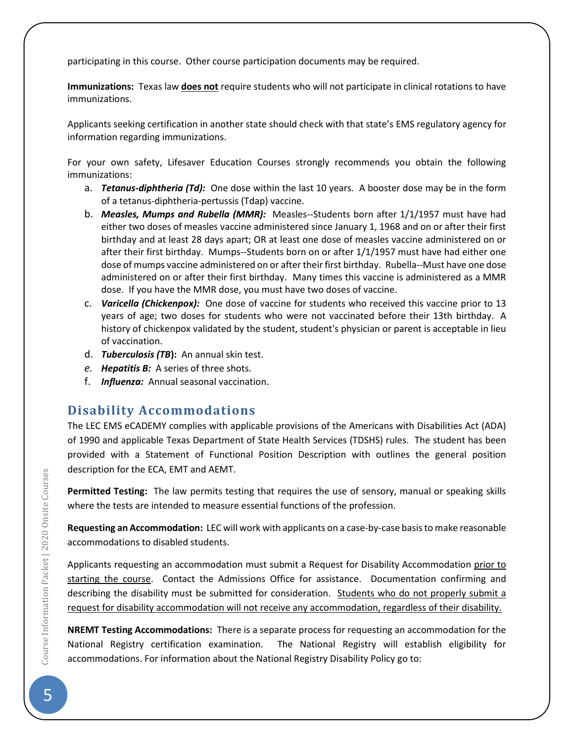participating in this course. Other course participation documents may be required.

**Immunizations:** Texas law **does not** require students who will not participate in clinical rotations to have immunizations.

Applicants seeking certification in another state should check with that state's EMS regulatory agency for information regarding immunizations.

For your own safety, Lifesaver Education Courses strongly recommends you obtain the following immunizations:

a. ***Tetanus-diphtheria (Td):*** One dose within the last 10 years. A booster dose may be in the form of a tetanus-diphtheria-pertussis (Tdap) vaccine.
b. ***Measles, Mumps and Rubella (MMR):*** Measles--Students born after 1/1/1957 must have had either two doses of measles vaccine administered since January 1, 1968 and on or after their first birthday and at least 28 days apart; OR at least one dose of measles vaccine administered on or after their first birthday. Mumps--Students born on or after 1/1/1957 must have had either one dose of mumps vaccine administered on or after their first birthday. Rubella--Must have one dose administered on or after their first birthday. Many times this vaccine is administered as a MMR dose. If you have the MMR dose, you must have two doses of vaccine.
c. ***Varicella (Chickenpox):*** One dose of vaccine for students who received this vaccine prior to 13 years of age; two doses for students who were not vaccinated before their 13th birthday. A history of chickenpox validated by the student, student's physician or parent is acceptable in lieu of vaccination.
d. ***Tuberculosis (TB)*****:** An annual skin test.
e. ***Hepatitis B:*** A series of three shots.
f. ***Influenza:*** Annual seasonal vaccination.

## Disability Accommodations

The LEC EMS eCADEMY complies with applicable provisions of the Americans with Disabilities Act (ADA) of 1990 and applicable Texas Department of State Health Services (TDSHS) rules. The student has been provided with a Statement of Functional Position Description with outlines the general position description for the ECA, EMT and AEMT.

**Permitted Testing:** The law permits testing that requires the use of sensory, manual or speaking skills where the tests are intended to measure essential functions of the profession.

**Requesting an Accommodation:** LEC will work with applicants on a case-by-case basis to make reasonable accommodations to disabled students.

Applicants requesting an accommodation must submit a Request for Disability Accommodation prior to starting the course. Contact the Admissions Office for assistance. Documentation confirming and describing the disability must be submitted for consideration. Students who do not properly submit a request for disability accommodation will not receive any accommodation, regardless of their disability.

**NREMT Testing Accommodations:** There is a separate process for requesting an accommodation for the National Registry certification examination. The National Registry will establish eligibility for accommodations. For information about the National Registry Disability Policy go to: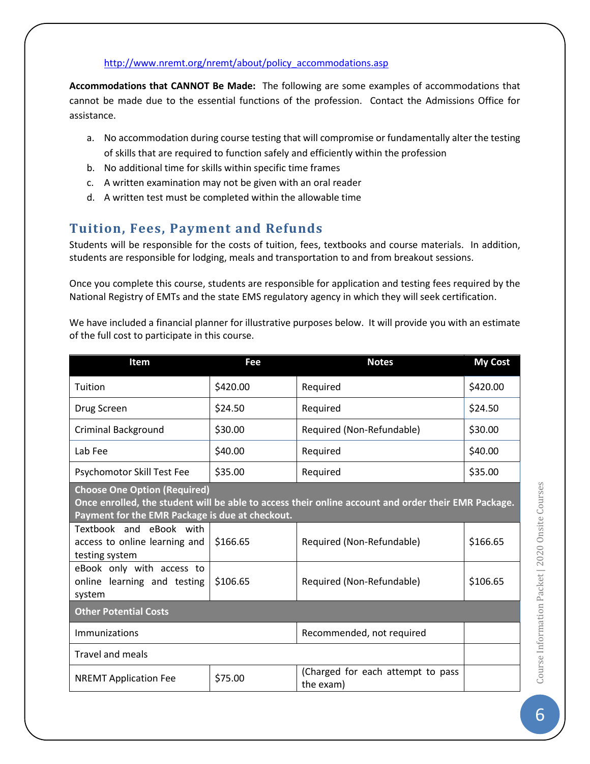http://www.nremt.org/nremt/about/policy_accommodations.asp

**Accommodations that CANNOT Be Made:** The following are some examples of accommodations that cannot be made due to the essential functions of the profession. Contact the Admissions Office for assistance.

a. No accommodation during course testing that will compromise or fundamentally alter the testing of skills that are required to function safely and efficiently within the profession
b. No additional time for skills within specific time frames
c. A written examination may not be given with an oral reader
d. A written test must be completed within the allowable time

## Tuition, Fees, Payment and Refunds

Students will be responsible for the costs of tuition, fees, textbooks and course materials. In addition, students are responsible for lodging, meals and transportation to and from breakout sessions.

Once you complete this course, students are responsible for application and testing fees required by the National Registry of EMTs and the state EMS regulatory agency in which they will seek certification.

We have included a financial planner for illustrative purposes below. It will provide you with an estimate of the full cost to participate in this course.

| Item | Fee | Notes | My Cost |
|---|---|---|---|
| Tuition | $420.00 | Required | $420.00 |
| Drug Screen | $24.50 | Required | $24.50 |
| Criminal Background | $30.00 | Required (Non-Refundable) | $30.00 |
| Lab Fee | $40.00 | Required | $40.00 |
| Psychomotor Skill Test Fee | $35.00 | Required | $35.00 |
| **Choose One Option (Required)** **Once enrolled, the student will be able to access their online account and order their EMR Package. Payment for the EMR Package is due at checkout.** | | | |
| Textbook and eBook with access to online learning and testing system | $166.65 | Required (Non-Refundable) | $166.65 |
| eBook only with access to online learning and testing system | $106.65 | Required (Non-Refundable) | $106.65 |
| **Other Potential Costs** | | | |
| Immunizations | | Recommended, not required | |
| Travel and meals | | | |
| NREMT Application Fee | $75.00 | (Charged for each attempt to pass the exam) | |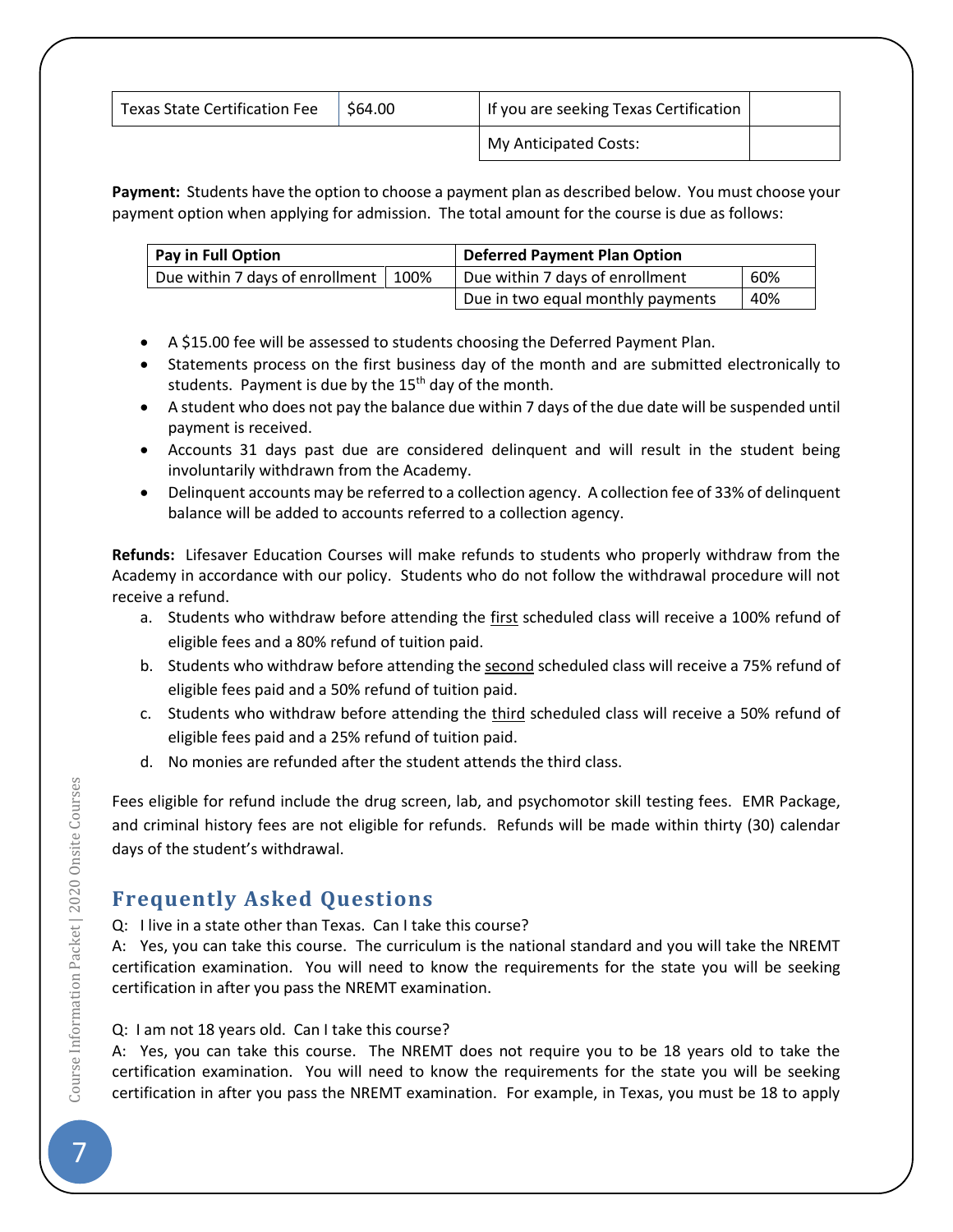| Texas State Certification Fee | $64.00 | If you are seeking Texas Certification | |
|---|---|---|---|
| | | My Anticipated Costs: | |

**Payment:** Students have the option to choose a payment plan as described below. You must choose your payment option when applying for admission. The total amount for the course is due as follows:

| Pay in Full Option | | Deferred Payment Plan Option | |
|---|---|---|---|
| Due within 7 days of enrollment | 100% | Due within 7 days of enrollment | 60% |
| | | Due in two equal monthly payments | 40% |

- A $15.00 fee will be assessed to students choosing the Deferred Payment Plan.
- Statements process on the first business day of the month and are submitted electronically to students. Payment is due by the 15th day of the month.
- A student who does not pay the balance due within 7 days of the due date will be suspended until payment is received.
- Accounts 31 days past due are considered delinquent and will result in the student being involuntarily withdrawn from the Academy.
- Delinquent accounts may be referred to a collection agency. A collection fee of 33% of delinquent balance will be added to accounts referred to a collection agency.

**Refunds:** Lifesaver Education Courses will make refunds to students who properly withdraw from the Academy in accordance with our policy. Students who do not follow the withdrawal procedure will not receive a refund.

a. Students who withdraw before attending the first scheduled class will receive a 100% refund of eligible fees and a 80% refund of tuition paid.
b. Students who withdraw before attending the second scheduled class will receive a 75% refund of eligible fees paid and a 50% refund of tuition paid.
c. Students who withdraw before attending the third scheduled class will receive a 50% refund of eligible fees paid and a 25% refund of tuition paid.
d. No monies are refunded after the student attends the third class.

Fees eligible for refund include the drug screen, lab, and psychomotor skill testing fees. EMR Package, and criminal history fees are not eligible for refunds. Refunds will be made within thirty (30) calendar days of the student's withdrawal.

## Frequently Asked Questions

Q: I live in a state other than Texas. Can I take this course?
A: Yes, you can take this course. The curriculum is the national standard and you will take the NREMT certification examination. You will need to know the requirements for the state you will be seeking certification in after you pass the NREMT examination.

Q: I am not 18 years old. Can I take this course?
A: Yes, you can take this course. The NREMT does not require you to be 18 years old to take the certification examination. You will need to know the requirements for the state you will be seeking certification in after you pass the NREMT examination. For example, in Texas, you must be 18 to apply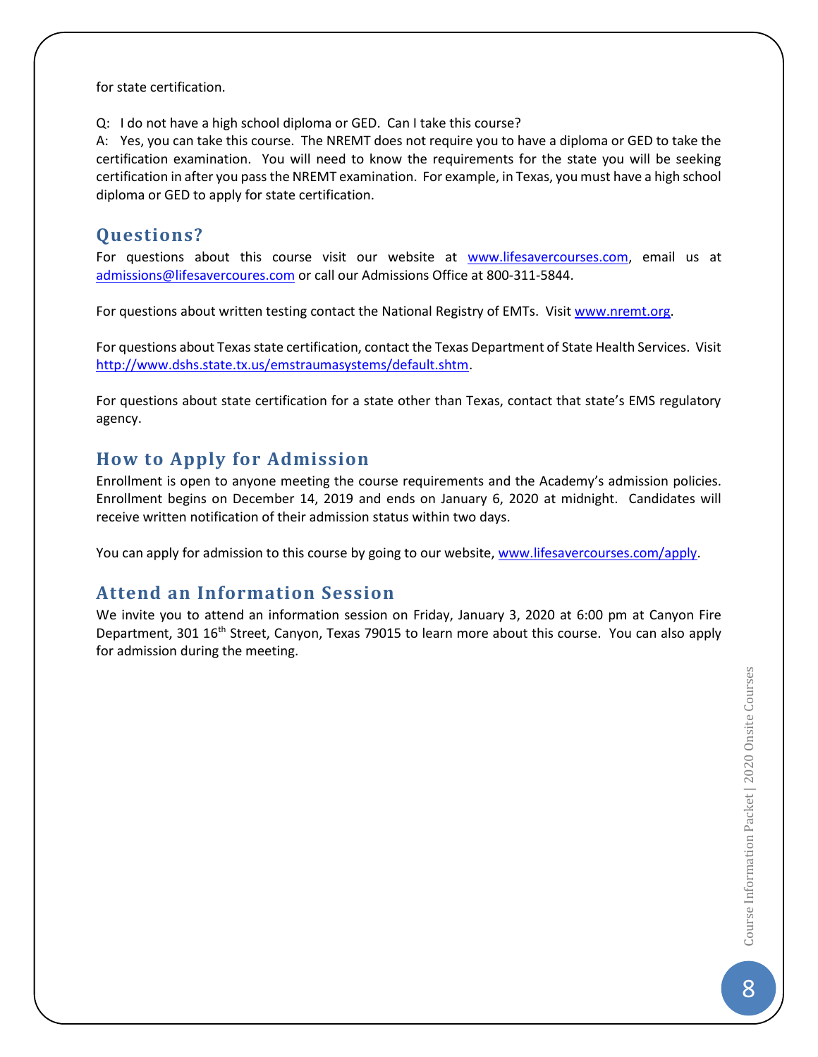for state certification.

Q: I do not have a high school diploma or GED. Can I take this course?
A: Yes, you can take this course. The NREMT does not require you to have a diploma or GED to take the certification examination. You will need to know the requirements for the state you will be seeking certification in after you pass the NREMT examination. For example, in Texas, you must have a high school diploma or GED to apply for state certification.

## Questions?

For questions about this course visit our website at www.lifesavercourses.com, email us at admissions@lifesavercoures.com or call our Admissions Office at 800-311-5844.

For questions about written testing contact the National Registry of EMTs. Visit www.nremt.org.

For questions about Texas state certification, contact the Texas Department of State Health Services. Visit http://www.dshs.state.tx.us/emstraumasystems/default.shtm.

For questions about state certification for a state other than Texas, contact that state's EMS regulatory agency.

## How to Apply for Admission

Enrollment is open to anyone meeting the course requirements and the Academy's admission policies. Enrollment begins on December 14, 2019 and ends on January 6, 2020 at midnight. Candidates will receive written notification of their admission status within two days.

You can apply for admission to this course by going to our website, www.lifesavercourses.com/apply.

## Attend an Information Session

We invite you to attend an information session on Friday, January 3, 2020 at 6:00 pm at Canyon Fire Department, 301 16th Street, Canyon, Texas 79015 to learn more about this course. You can also apply for admission during the meeting.